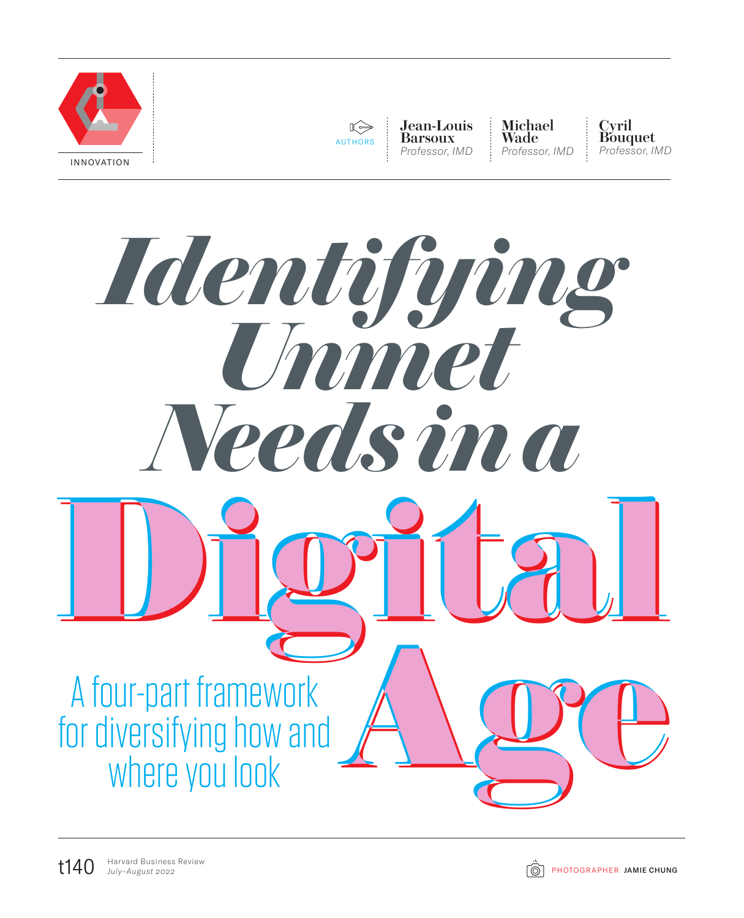INNOVATION

AUTHORS

**Jean-Louis Barsoux**
*Professor, IMD*

**Michael Wade**
*Professor, IMD*

**Cyril Bouquet**
*Professor, IMD*

# *Identifying Unmet Needs in a* Digital Age

## A four-part framework for diversifying how and where you look

PHOTOGRAPHER JAMIE CHUNG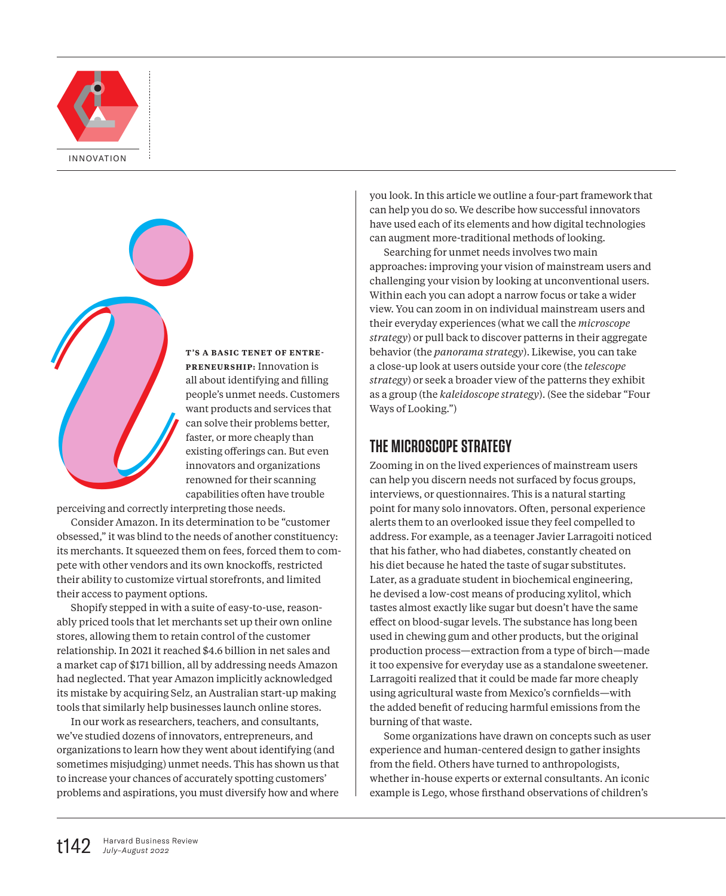INNOVATION

It's a basic tenet of entrepreneurship: Innovation is all about identifying and filling people's unmet needs. Customers want products and services that can solve their problems better, faster, or more cheaply than existing offerings can. But even innovators and organizations renowned for their scanning capabilities often have trouble perceiving and correctly interpreting those needs.

Consider Amazon. In its determination to be "customer obsessed," it was blind to the needs of another constituency: its merchants. It squeezed them on fees, forced them to compete with other vendors and its own knockoffs, restricted their ability to customize virtual storefronts, and limited their access to payment options.

Shopify stepped in with a suite of easy-to-use, reasonably priced tools that let merchants set up their own online stores, allowing them to retain control of the customer relationship. In 2021 it reached $4.6 billion in net sales and a market cap of $171 billion, all by addressing needs Amazon had neglected. That year Amazon implicitly acknowledged its mistake by acquiring Selz, an Australian start-up making tools that similarly help businesses launch online stores.

In our work as researchers, teachers, and consultants, we've studied dozens of innovators, entrepreneurs, and organizations to learn how they went about identifying (and sometimes misjudging) unmet needs. This has shown us that to increase your chances of accurately spotting customers' problems and aspirations, you must diversify how and where you look. In this article we outline a four-part framework that can help you do so. We describe how successful innovators have used each of its elements and how digital technologies can augment more-traditional methods of looking.

Searching for unmet needs involves two main approaches: improving your vision of mainstream users and challenging your vision by looking at unconventional users. Within each you can adopt a narrow focus or take a wider view. You can zoom in on individual mainstream users and their everyday experiences (what we call the *microscope strategy*) or pull back to discover patterns in their aggregate behavior (the *panorama strategy*). Likewise, you can take a close-up look at users outside your core (the *telescope strategy*) or seek a broader view of the patterns they exhibit as a group (the *kaleidoscope strategy*). (See the sidebar "Four Ways of Looking.")

## THE MICROSCOPE STRATEGY

Zooming in on the lived experiences of mainstream users can help you discern needs not surfaced by focus groups, interviews, or questionnaires. This is a natural starting point for many solo innovators. Often, personal experience alerts them to an overlooked issue they feel compelled to address. For example, as a teenager Javier Larragoiti noticed that his father, who had diabetes, constantly cheated on his diet because he hated the taste of sugar substitutes. Later, as a graduate student in biochemical engineering, he devised a low-cost means of producing xylitol, which tastes almost exactly like sugar but doesn't have the same effect on blood-sugar levels. The substance has long been used in chewing gum and other products, but the original production process—extraction from a type of birch—made it too expensive for everyday use as a standalone sweetener. Larragoiti realized that it could be made far more cheaply using agricultural waste from Mexico's cornfields—with the added benefit of reducing harmful emissions from the burning of that waste.

Some organizations have drawn on concepts such as user experience and human-centered design to gather insights from the field. Others have turned to anthropologists, whether in-house experts or external consultants. An iconic example is Lego, whose firsthand observations of children's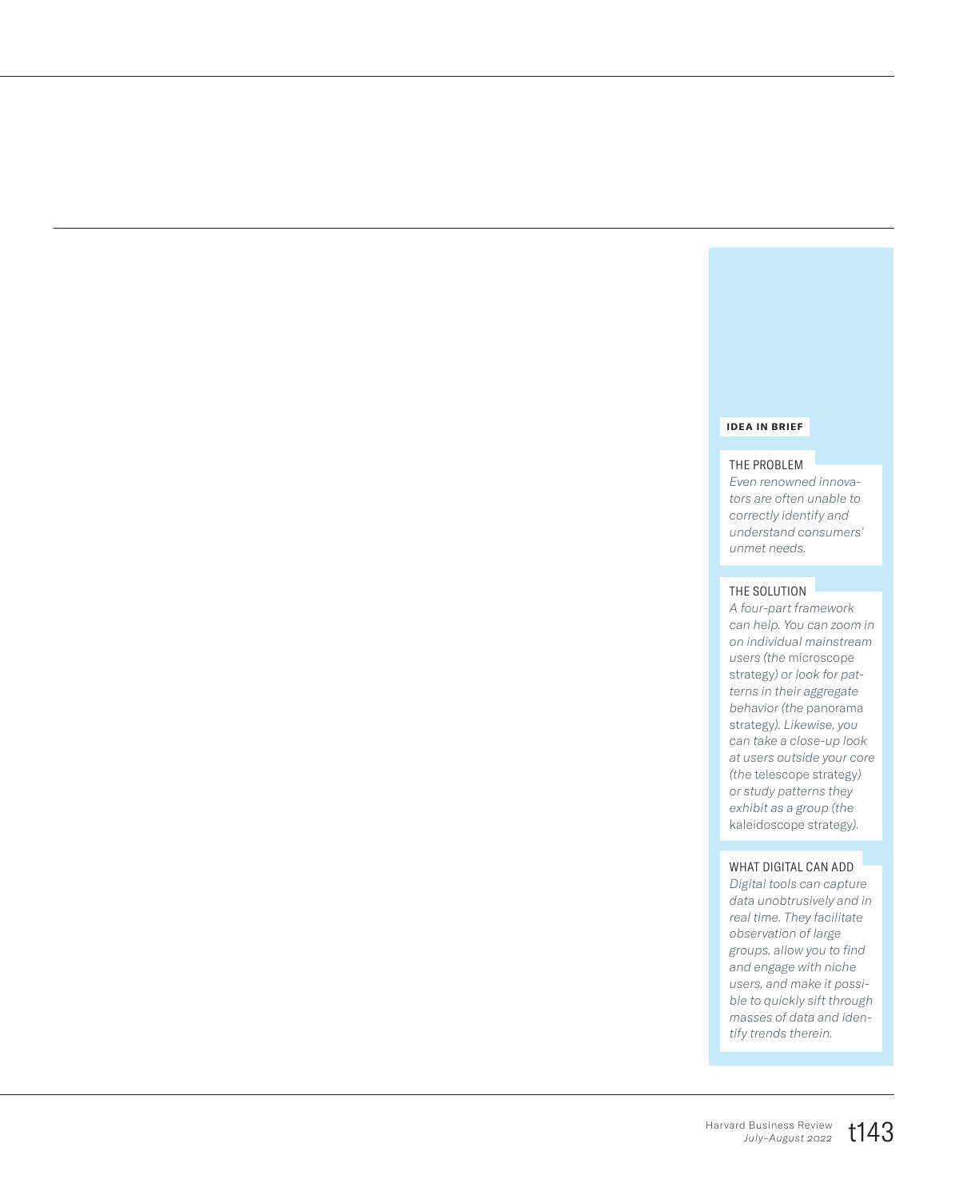**IDEA IN BRIEF**

THE PROBLEM

*Even renowned innovators are often unable to correctly identify and understand consumers' unmet needs.*

THE SOLUTION

*A four-part framework can help. You can zoom in on individual mainstream users (the* microscope strategy*) or look for patterns in their aggregate behavior (the* panorama strategy*). Likewise, you can take a close-up look at users outside your core (the* telescope strategy*) or study patterns they exhibit as a group (the* kaleidoscope strategy*).*

WHAT DIGITAL CAN ADD

*Digital tools can capture data unobtrusively and in real time. They facilitate observation of large groups, allow you to find and engage with niche users, and make it possible to quickly sift through masses of data and identify trends therein.*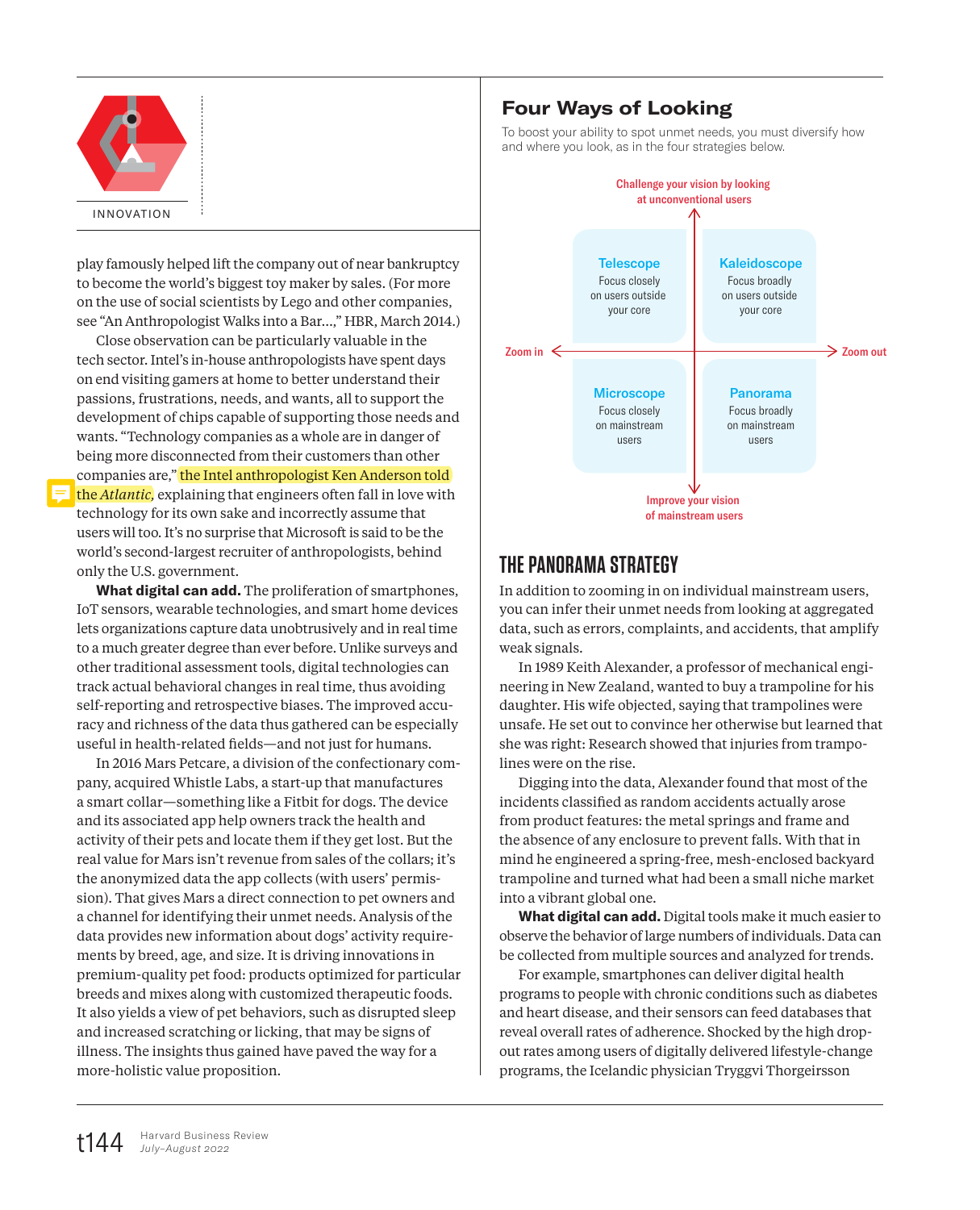play famously helped lift the company out of near bankruptcy to become the world's biggest toy maker by sales. (For more on the use of social scientists by Lego and other companies, see "An Anthropologist Walks into a Bar...," HBR, March 2014.)

Close observation can be particularly valuable in the tech sector. Intel's in-house anthropologists have spent days on end visiting gamers at home to better understand their passions, frustrations, needs, and wants, all to support the development of chips capable of supporting those needs and wants. "Technology companies as a whole are in danger of being more disconnected from their customers than other companies are," the Intel anthropologist Ken Anderson told the *Atlantic*, explaining that engineers often fall in love with technology for its own sake and incorrectly assume that users will too. It's no surprise that Microsoft is said to be the world's second-largest recruiter of anthropologists, behind only the U.S. government.

**What digital can add.** The proliferation of smartphones, IoT sensors, wearable technologies, and smart home devices lets organizations capture data unobtrusively and in real time to a much greater degree than ever before. Unlike surveys and other traditional assessment tools, digital technologies can track actual behavioral changes in real time, thus avoiding self-reporting and retrospective biases. The improved accuracy and richness of the data thus gathered can be especially useful in health-related fields—and not just for humans.

In 2016 Mars Petcare, a division of the confectionary company, acquired Whistle Labs, a start-up that manufactures a smart collar—something like a Fitbit for dogs. The device and its associated app help owners track the health and activity of their pets and locate them if they get lost. But the real value for Mars isn't revenue from sales of the collars; it's the anonymized data the app collects (with users' permission). That gives Mars a direct connection to pet owners and a channel for identifying their unmet needs. Analysis of the data provides new information about dogs' activity requirements by breed, age, and size. It is driving innovations in premium-quality pet food: products optimized for particular breeds and mixes along with customized therapeutic foods. It also yields a view of pet behaviors, such as disrupted sleep and increased scratching or licking, that may be signs of illness. The insights thus gained have paved the way for a more-holistic value proposition.

## Four Ways of Looking

To boost your ability to spot unmet needs, you must diversify how and where you look, as in the four strategies below.

Vertical axis: up — Challenge your vision by looking at unconventional users; down — Improve your vision of mainstream users. Horizontal axis: left — Zoom in; right — Zoom out.

| | Zoom in | Zoom out |
|---|---|---|
| **Challenge your vision by looking at unconventional users** | **Telescope** Focus closely on users outside your core | **Kaleidoscope** Focus broadly on users outside your core |
| **Improve your vision of mainstream users** | **Microscope** Focus closely on mainstream users | **Panorama** Focus broadly on mainstream users |

## THE PANORAMA STRATEGY

In addition to zooming in on individual mainstream users, you can infer their unmet needs from looking at aggregated data, such as errors, complaints, and accidents, that amplify weak signals.

In 1989 Keith Alexander, a professor of mechanical engineering in New Zealand, wanted to buy a trampoline for his daughter. His wife objected, saying that trampolines were unsafe. He set out to convince her otherwise but learned that she was right: Research showed that injuries from trampolines were on the rise.

Digging into the data, Alexander found that most of the incidents classified as random accidents actually arose from product features: the metal springs and frame and the absence of any enclosure to prevent falls. With that in mind he engineered a spring-free, mesh-enclosed backyard trampoline and turned what had been a small niche market into a vibrant global one.

**What digital can add.** Digital tools make it much easier to observe the behavior of large numbers of individuals. Data can be collected from multiple sources and analyzed for trends.

For example, smartphones can deliver digital health programs to people with chronic conditions such as diabetes and heart disease, and their sensors can feed databases that reveal overall rates of adherence. Shocked by the high drop-out rates among users of digitally delivered lifestyle-change programs, the Icelandic physician Tryggvi Thorgeirsson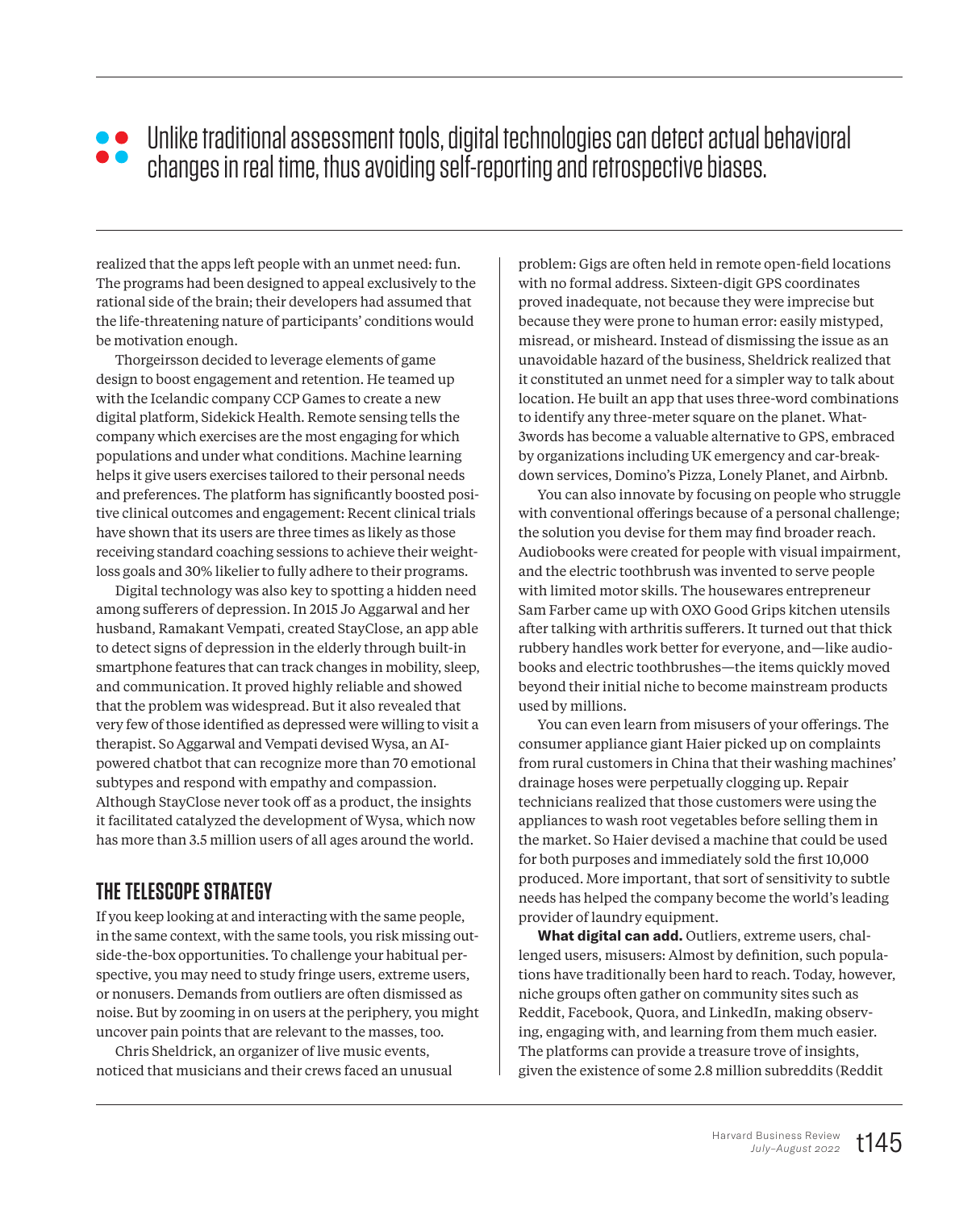> Unlike traditional assessment tools, digital technologies can detect actual behavioral changes in real time, thus avoiding self-reporting and retrospective biases.

realized that the apps left people with an unmet need: fun. The programs had been designed to appeal exclusively to the rational side of the brain; their developers had assumed that the life-threatening nature of participants' conditions would be motivation enough.

Thorgeirsson decided to leverage elements of game design to boost engagement and retention. He teamed up with the Icelandic company CCP Games to create a new digital platform, Sidekick Health. Remote sensing tells the company which exercises are the most engaging for which populations and under what conditions. Machine learning helps it give users exercises tailored to their personal needs and preferences. The platform has significantly boosted positive clinical outcomes and engagement: Recent clinical trials have shown that its users are three times as likely as those receiving standard coaching sessions to achieve their weight-loss goals and 30% likelier to fully adhere to their programs.

Digital technology was also key to spotting a hidden need among sufferers of depression. In 2015 Jo Aggarwal and her husband, Ramakant Vempati, created StayClose, an app able to detect signs of depression in the elderly through built-in smartphone features that can track changes in mobility, sleep, and communication. It proved highly reliable and showed that the problem was widespread. But it also revealed that very few of those identified as depressed were willing to visit a therapist. So Aggarwal and Vempati devised Wysa, an AI-powered chatbot that can recognize more than 70 emotional subtypes and respond with empathy and compassion. Although StayClose never took off as a product, the insights it facilitated catalyzed the development of Wysa, which now has more than 3.5 million users of all ages around the world.

## THE TELESCOPE STRATEGY

If you keep looking at and interacting with the same people, in the same context, with the same tools, you risk missing outside-the-box opportunities. To challenge your habitual perspective, you may need to study fringe users, extreme users, or nonusers. Demands from outliers are often dismissed as noise. But by zooming in on users at the periphery, you might uncover pain points that are relevant to the masses, too.

Chris Sheldrick, an organizer of live music events, noticed that musicians and their crews faced an unusual problem: Gigs are often held in remote open-field locations with no formal address. Sixteen-digit GPS coordinates proved inadequate, not because they were imprecise but because they were prone to human error: easily mistyped, misread, or misheard. Instead of dismissing the issue as an unavoidable hazard of the business, Sheldrick realized that it constituted an unmet need for a simpler way to talk about location. He built an app that uses three-word combinations to identify any three-meter square on the planet. What3words has become a valuable alternative to GPS, embraced by organizations including UK emergency and car-breakdown services, Domino's Pizza, Lonely Planet, and Airbnb.

You can also innovate by focusing on people who struggle with conventional offerings because of a personal challenge; the solution you devise for them may find broader reach. Audiobooks were created for people with visual impairment, and the electric toothbrush was invented to serve people with limited motor skills. The housewares entrepreneur Sam Farber came up with OXO Good Grips kitchen utensils after talking with arthritis sufferers. It turned out that thick rubbery handles work better for everyone, and—like audiobooks and electric toothbrushes—the items quickly moved beyond their initial niche to become mainstream products used by millions.

You can even learn from misusers of your offerings. The consumer appliance giant Haier picked up on complaints from rural customers in China that their washing machines' drainage hoses were perpetually clogging up. Repair technicians realized that those customers were using the appliances to wash root vegetables before selling them in the market. So Haier devised a machine that could be used for both purposes and immediately sold the first 10,000 produced. More important, that sort of sensitivity to subtle needs has helped the company become the world's leading provider of laundry equipment.

**What digital can add.** Outliers, extreme users, challenged users, misusers: Almost by definition, such populations have traditionally been hard to reach. Today, however, niche groups often gather on community sites such as Reddit, Facebook, Quora, and LinkedIn, making observing, engaging with, and learning from them much easier. The platforms can provide a treasure trove of insights, given the existence of some 2.8 million subreddits (Reddit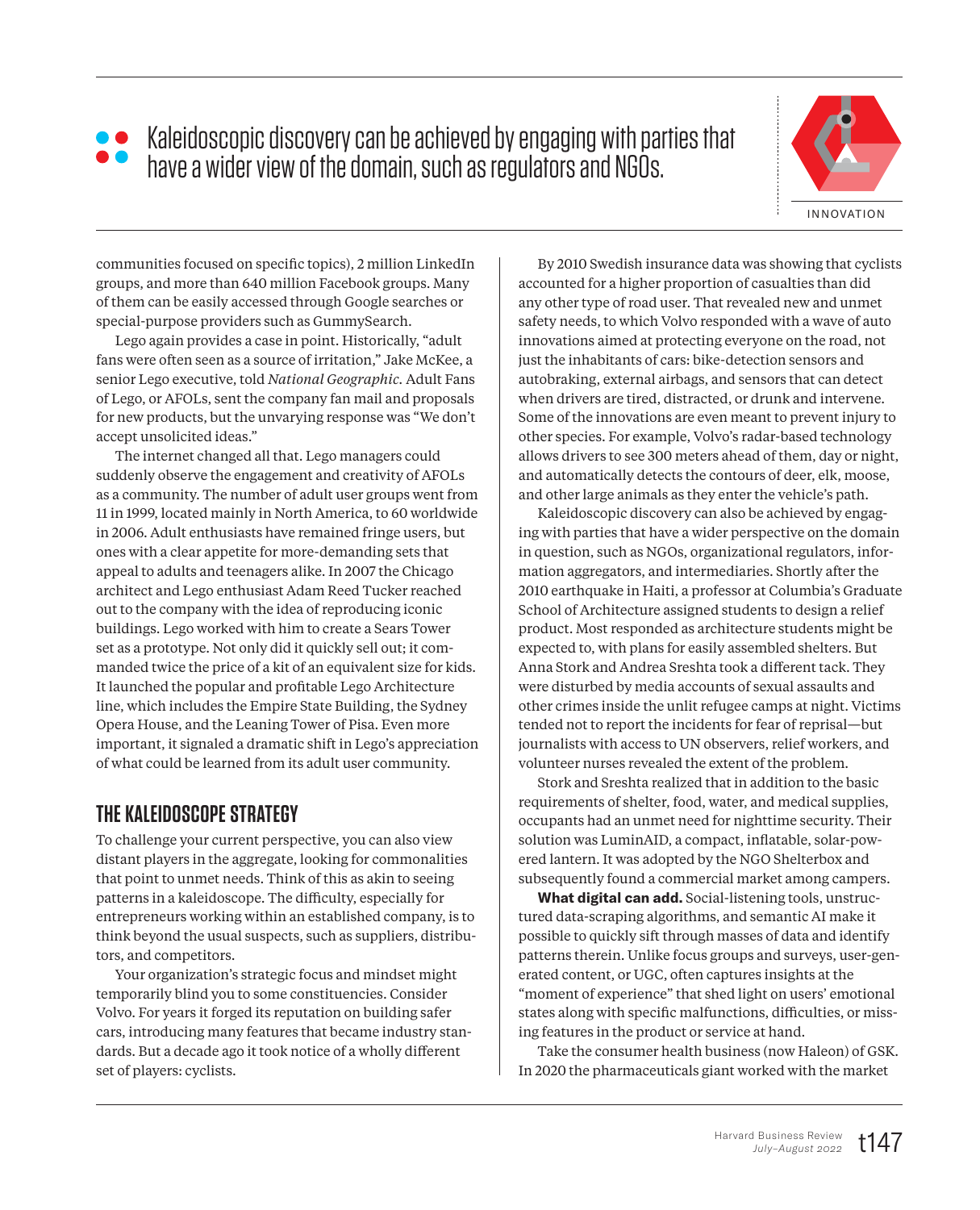> Kaleidoscopic discovery can be achieved by engaging with parties that have a wider view of the domain, such as regulators and NGOs.

INNOVATION

communities focused on specific topics), 2 million LinkedIn groups, and more than 640 million Facebook groups. Many of them can be easily accessed through Google searches or special-purpose providers such as GummySearch.

Lego again provides a case in point. Historically, "adult fans were often seen as a source of irritation," Jake McKee, a senior Lego executive, told *National Geographic*. Adult Fans of Lego, or AFOLs, sent the company fan mail and proposals for new products, but the unvarying response was "We don't accept unsolicited ideas."

The internet changed all that. Lego managers could suddenly observe the engagement and creativity of AFOLs as a community. The number of adult user groups went from 11 in 1999, located mainly in North America, to 60 worldwide in 2006. Adult enthusiasts have remained fringe users, but ones with a clear appetite for more-demanding sets that appeal to adults and teenagers alike. In 2007 the Chicago architect and Lego enthusiast Adam Reed Tucker reached out to the company with the idea of reproducing iconic buildings. Lego worked with him to create a Sears Tower set as a prototype. Not only did it quickly sell out; it commanded twice the price of a kit of an equivalent size for kids. It launched the popular and profitable Lego Architecture line, which includes the Empire State Building, the Sydney Opera House, and the Leaning Tower of Pisa. Even more important, it signaled a dramatic shift in Lego's appreciation of what could be learned from its adult user community.

## THE KALEIDOSCOPE STRATEGY

To challenge your current perspective, you can also view distant players in the aggregate, looking for commonalities that point to unmet needs. Think of this as akin to seeing patterns in a kaleidoscope. The difficulty, especially for entrepreneurs working within an established company, is to think beyond the usual suspects, such as suppliers, distributors, and competitors.

Your organization's strategic focus and mindset might temporarily blind you to some constituencies. Consider Volvo. For years it forged its reputation on building safer cars, introducing many features that became industry standards. But a decade ago it took notice of a wholly different set of players: cyclists.

By 2010 Swedish insurance data was showing that cyclists accounted for a higher proportion of casualties than did any other type of road user. That revealed new and unmet safety needs, to which Volvo responded with a wave of auto innovations aimed at protecting everyone on the road, not just the inhabitants of cars: bike-detection sensors and autobraking, external airbags, and sensors that can detect when drivers are tired, distracted, or drunk and intervene. Some of the innovations are even meant to prevent injury to other species. For example, Volvo's radar-based technology allows drivers to see 300 meters ahead of them, day or night, and automatically detects the contours of deer, elk, moose, and other large animals as they enter the vehicle's path.

Kaleidoscopic discovery can also be achieved by engaging with parties that have a wider perspective on the domain in question, such as NGOs, organizational regulators, information aggregators, and intermediaries. Shortly after the 2010 earthquake in Haiti, a professor at Columbia's Graduate School of Architecture assigned students to design a relief product. Most responded as architecture students might be expected to, with plans for easily assembled shelters. But Anna Stork and Andrea Sreshta took a different tack. They were disturbed by media accounts of sexual assaults and other crimes inside the unlit refugee camps at night. Victims tended not to report the incidents for fear of reprisal—but journalists with access to UN observers, relief workers, and volunteer nurses revealed the extent of the problem.

Stork and Sreshta realized that in addition to the basic requirements of shelter, food, water, and medical supplies, occupants had an unmet need for nighttime security. Their solution was LuminAID, a compact, inflatable, solar-powered lantern. It was adopted by the NGO Shelterbox and subsequently found a commercial market among campers.

**What digital can add.** Social-listening tools, unstructured data-scraping algorithms, and semantic AI make it possible to quickly sift through masses of data and identify patterns therein. Unlike focus groups and surveys, user-generated content, or UGC, often captures insights at the "moment of experience" that shed light on users' emotional states along with specific malfunctions, difficulties, or missing features in the product or service at hand.

Take the consumer health business (now Haleon) of GSK. In 2020 the pharmaceuticals giant worked with the market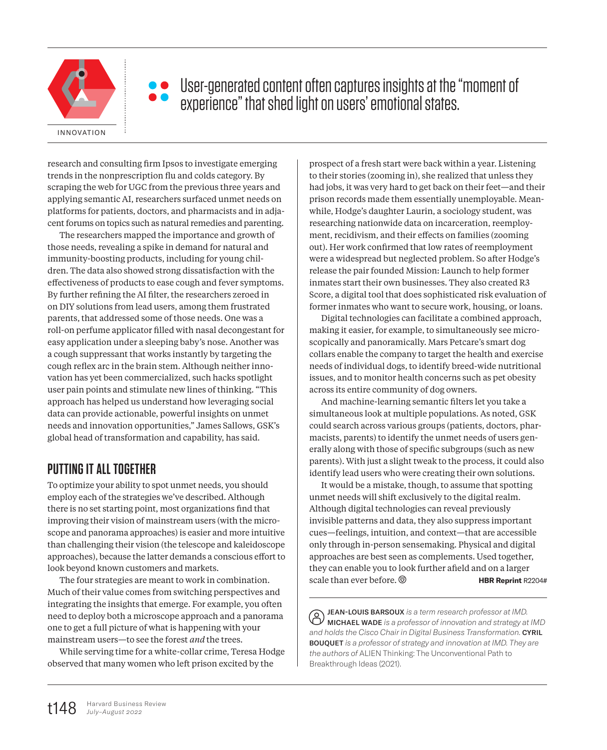INNOVATION

User-generated content often captures insights at the "moment of experience" that shed light on users' emotional states.

research and consulting firm Ipsos to investigate emerging trends in the nonprescription flu and colds category. By scraping the web for UGC from the previous three years and applying semantic AI, researchers surfaced unmet needs on platforms for patients, doctors, and pharmacists and in adjacent forums on topics such as natural remedies and parenting.

The researchers mapped the importance and growth of those needs, revealing a spike in demand for natural and immunity-boosting products, including for young children. The data also showed strong dissatisfaction with the effectiveness of products to ease cough and fever symptoms. By further refining the AI filter, the researchers zeroed in on DIY solutions from lead users, among them frustrated parents, that addressed some of those needs. One was a roll-on perfume applicator filled with nasal decongestant for easy application under a sleeping baby's nose. Another was a cough suppressant that works instantly by targeting the cough reflex arc in the brain stem. Although neither innovation has yet been commercialized, such hacks spotlight user pain points and stimulate new lines of thinking. "This approach has helped us understand how leveraging social data can provide actionable, powerful insights on unmet needs and innovation opportunities," James Sallows, GSK's global head of transformation and capability, has said.

## PUTTING IT ALL TOGETHER

To optimize your ability to spot unmet needs, you should employ each of the strategies we've described. Although there is no set starting point, most organizations find that improving their vision of mainstream users (with the microscope and panorama approaches) is easier and more intuitive than challenging their vision (the telescope and kaleidoscope approaches), because the latter demands a conscious effort to look beyond known customers and markets.

The four strategies are meant to work in combination. Much of their value comes from switching perspectives and integrating the insights that emerge. For example, you often need to deploy both a microscope approach and a panorama one to get a full picture of what is happening with your mainstream users—to see the forest *and* the trees.

While serving time for a white-collar crime, Teresa Hodge observed that many women who left prison excited by the prospect of a fresh start were back within a year. Listening to their stories (zooming in), she realized that unless they had jobs, it was very hard to get back on their feet—and their prison records made them essentially unemployable. Meanwhile, Hodge's daughter Laurin, a sociology student, was researching nationwide data on incarceration, reemployment, recidivism, and their effects on families (zooming out). Her work confirmed that low rates of reemployment were a widespread but neglected problem. So after Hodge's release the pair founded Mission: Launch to help former inmates start their own businesses. They also created R3 Score, a digital tool that does sophisticated risk evaluation of former inmates who want to secure work, housing, or loans.

Digital technologies can facilitate a combined approach, making it easier, for example, to simultaneously see microscopically and panoramically. Mars Petcare's smart dog collars enable the company to target the health and exercise needs of individual dogs, to identify breed-wide nutritional issues, and to monitor health concerns such as pet obesity across its entire community of dog owners.

And machine-learning semantic filters let you take a simultaneous look at multiple populations. As noted, GSK could search across various groups (patients, doctors, pharmacists, parents) to identify the unmet needs of users generally along with those of specific subgroups (such as new parents). With just a slight tweak to the process, it could also identify lead users who were creating their own solutions.

It would be a mistake, though, to assume that spotting unmet needs will shift exclusively to the digital realm. Although digital technologies can reveal previously invisible patterns and data, they also suppress important cues—feelings, intuition, and context—that are accessible only through in-person sensemaking. Physical and digital approaches are best seen as complements. Used together, they can enable you to look further afield and on a larger scale than ever before.

**HBR Reprint** R2204#

**JEAN-LOUIS BARSOUX** *is a term research professor at IMD.* **MICHAEL WADE** *is a professor of innovation and strategy at IMD and holds the Cisco Chair in Digital Business Transformation.* **CYRIL BOUQUET** *is a professor of strategy and innovation at IMD. They are the authors of* ALIEN Thinking: The Unconventional Path to Breakthrough Ideas (2021).